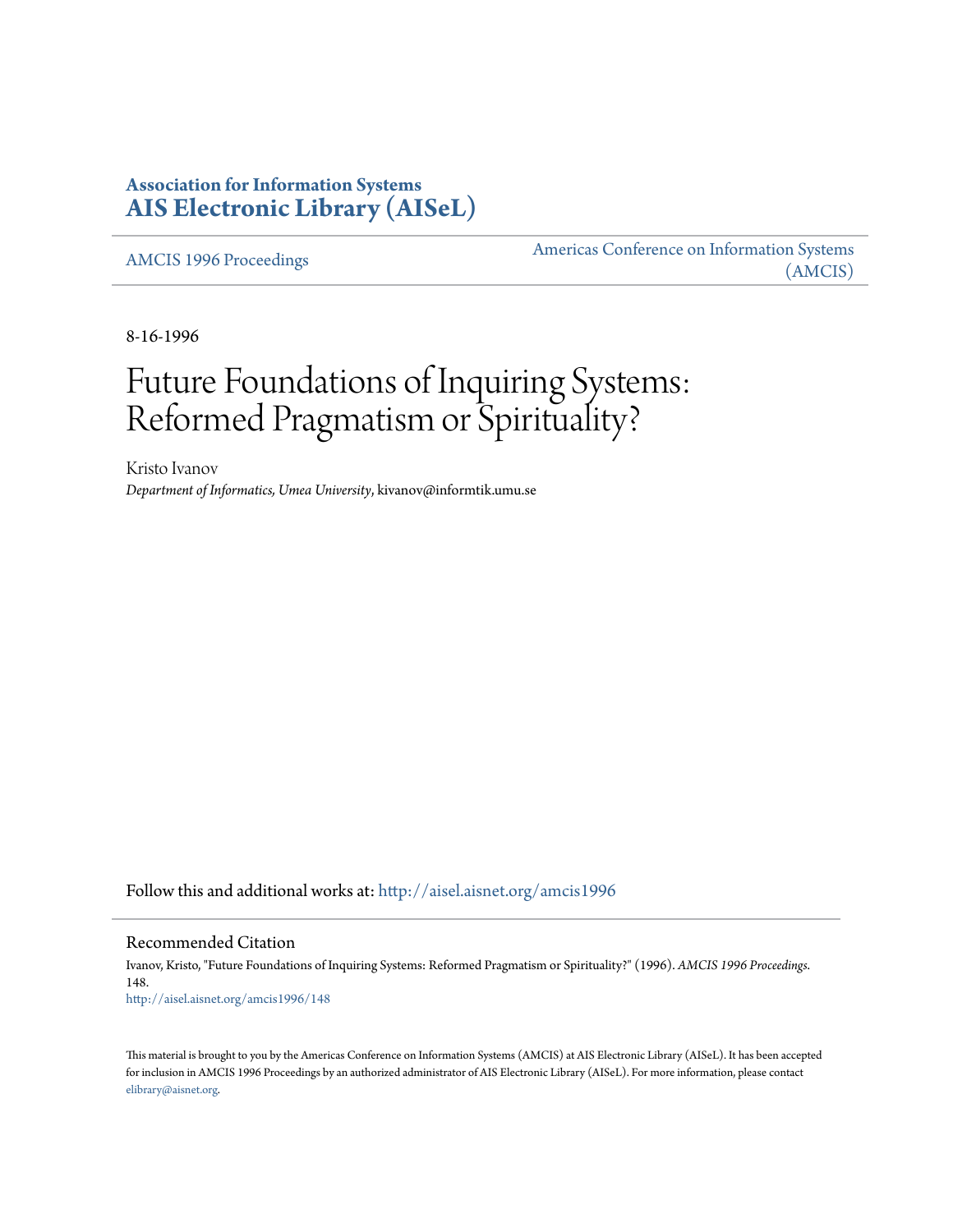**Association for Information Systems**
**AIS Electronic Library (AISeL)**

AMCIS 1996 Proceedings

Americas Conference on Information Systems (AMCIS)

8-16-1996

# Future Foundations of Inquiring Systems: Reformed Pragmatism or Spirituality?

Kristo Ivanov
*Department of Informatics, Umea University*, kivanov@informtik.umu.se

Follow this and additional works at: http://aisel.aisnet.org/amcis1996

## Recommended Citation

Ivanov, Kristo, "Future Foundations of Inquiring Systems: Reformed Pragmatism or Spirituality?" (1996). *AMCIS 1996 Proceedings*. 148.
http://aisel.aisnet.org/amcis1996/148

This material is brought to you by the Americas Conference on Information Systems (AMCIS) at AIS Electronic Library (AISeL). It has been accepted for inclusion in AMCIS 1996 Proceedings by an authorized administrator of AIS Electronic Library (AISeL). For more information, please contact elibrary@aisnet.org.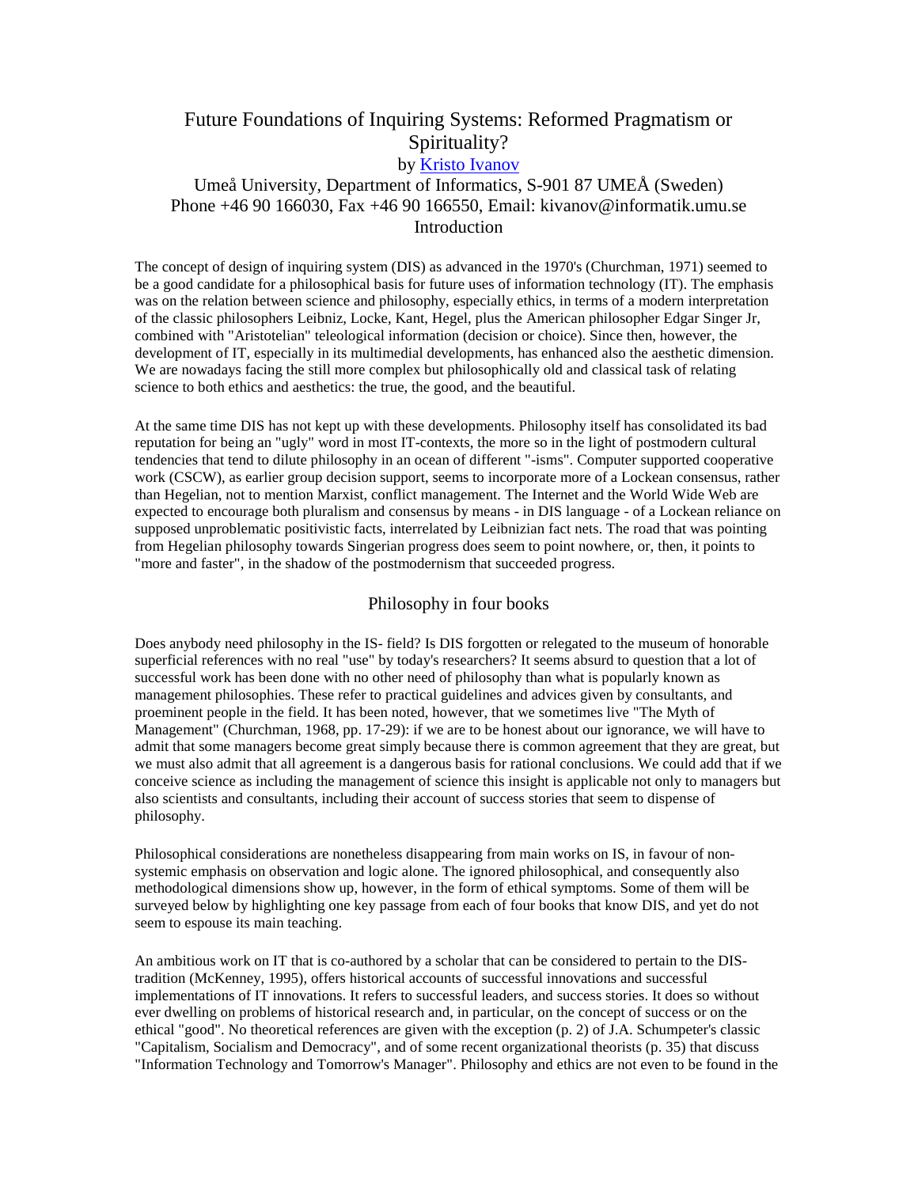# Future Foundations of Inquiring Systems: Reformed Pragmatism or Spirituality?

by [Kristo Ivanov](#)

Umeå University, Department of Informatics, S-901 87 UMEÅ (Sweden)
Phone +46 90 166030, Fax +46 90 166550, Email: kivanov@informatik.umu.se

## Introduction

The concept of design of inquiring system (DIS) as advanced in the 1970's (Churchman, 1971) seemed to be a good candidate for a philosophical basis for future uses of information technology (IT). The emphasis was on the relation between science and philosophy, especially ethics, in terms of a modern interpretation of the classic philosophers Leibniz, Locke, Kant, Hegel, plus the American philosopher Edgar Singer Jr, combined with "Aristotelian" teleological information (decision or choice). Since then, however, the development of IT, especially in its multimedial developments, has enhanced also the aesthetic dimension. We are nowadays facing the still more complex but philosophically old and classical task of relating science to both ethics and aesthetics: the true, the good, and the beautiful.

At the same time DIS has not kept up with these developments. Philosophy itself has consolidated its bad reputation for being an "ugly" word in most IT-contexts, the more so in the light of postmodern cultural tendencies that tend to dilute philosophy in an ocean of different "-isms". Computer supported cooperative work (CSCW), as earlier group decision support, seems to incorporate more of a Lockean consensus, rather than Hegelian, not to mention Marxist, conflict management. The Internet and the World Wide Web are expected to encourage both pluralism and consensus by means - in DIS language - of a Lockean reliance on supposed unproblematic positivistic facts, interrelated by Leibnizian fact nets. The road that was pointing from Hegelian philosophy towards Singerian progress does seem to point nowhere, or, then, it points to "more and faster", in the shadow of the postmodernism that succeeded progress.

## Philosophy in four books

Does anybody need philosophy in the IS- field? Is DIS forgotten or relegated to the museum of honorable superficial references with no real "use" by today's researchers? It seems absurd to question that a lot of successful work has been done with no other need of philosophy than what is popularly known as management philosophies. These refer to practical guidelines and advices given by consultants, and proeminent people in the field. It has been noted, however, that we sometimes live "The Myth of Management" (Churchman, 1968, pp. 17-29): if we are to be honest about our ignorance, we will have to admit that some managers become great simply because there is common agreement that they are great, but we must also admit that all agreement is a dangerous basis for rational conclusions. We could add that if we conceive science as including the management of science this insight is applicable not only to managers but also scientists and consultants, including their account of success stories that seem to dispense of philosophy.

Philosophical considerations are nonetheless disappearing from main works on IS, in favour of non-systemic emphasis on observation and logic alone. The ignored philosophical, and consequently also methodological dimensions show up, however, in the form of ethical symptoms. Some of them will be surveyed below by highlighting one key passage from each of four books that know DIS, and yet do not seem to espouse its main teaching.

An ambitious work on IT that is co-authored by a scholar that can be considered to pertain to the DIS-tradition (McKenney, 1995), offers historical accounts of successful innovations and successful implementations of IT innovations. It refers to successful leaders, and success stories. It does so without ever dwelling on problems of historical research and, in particular, on the concept of success or on the ethical "good". No theoretical references are given with the exception (p. 2) of J.A. Schumpeter's classic "Capitalism, Socialism and Democracy", and of some recent organizational theorists (p. 35) that discuss "Information Technology and Tomorrow's Manager". Philosophy and ethics are not even to be found in the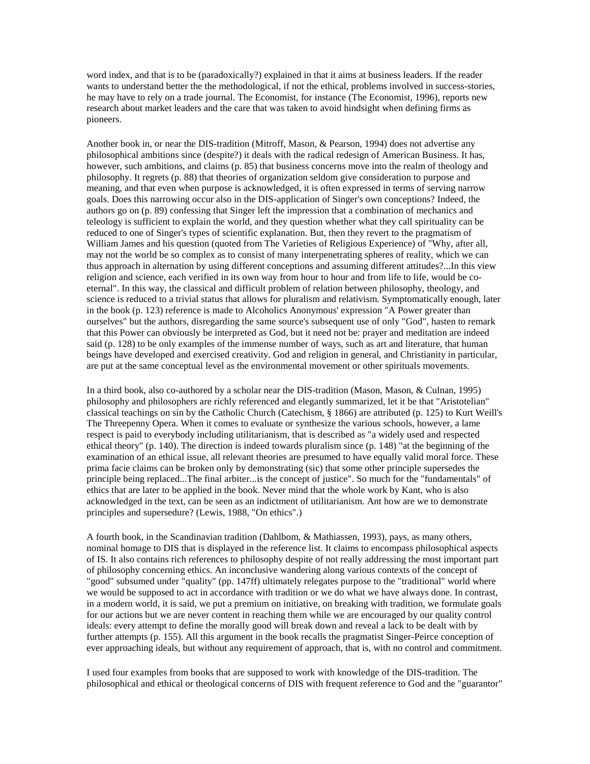word index, and that is to be (paradoxically?) explained in that it aims at business leaders. If the reader wants to understand better the the methodological, if not the ethical, problems involved in success-stories, he may have to rely on a trade journal. The Economist, for instance (The Economist, 1996), reports new research about market leaders and the care that was taken to avoid hindsight when defining firms as pioneers.

Another book in, or near the DIS-tradition (Mitroff, Mason, & Pearson, 1994) does not advertise any philosophical ambitions since (despite?) it deals with the radical redesign of American Business. It has, however, such ambitions, and claims (p. 85) that business concerns move into the realm of theology and philosophy. It regrets (p. 88) that theories of organization seldom give consideration to purpose and meaning, and that even when purpose is acknowledged, it is often expressed in terms of serving narrow goals. Does this narrowing occur also in the DIS-application of Singer's own conceptions? Indeed, the authors go on (p. 89) confessing that Singer left the impression that a combination of mechanics and teleology is sufficient to explain the world, and they question whether what they call spirituality can be reduced to one of Singer's types of scientific explanation. But, then they revert to the pragmatism of William James and his question (quoted from The Varieties of Religious Experience) of "Why, after all, may not the world be so complex as to consist of many interpenetrating spheres of reality, which we can thus approach in alternation by using different conceptions and assuming different attitudes?...In this view religion and science, each verified in its own way from hour to hour and from life to life, would be co-eternal". In this way, the classical and difficult problem of relation between philosophy, theology, and science is reduced to a trivial status that allows for pluralism and relativism. Symptomatically enough, later in the book (p. 123) reference is made to Alcoholics Anonymous' expression "A Power greater than ourselves" but the authors, disregarding the same source's subsequent use of only "God", hasten to remark that this Power can obviously be interpreted as God, but it need not be: prayer and meditation are indeed said (p. 128) to be only examples of the immense number of ways, such as art and literature, that human beings have developed and exercised creativity. God and religion in general, and Christianity in particular, are put at the same conceptual level as the environmental movement or other spirituals movements.

In a third book, also co-authored by a scholar near the DIS-tradition (Mason, Mason, & Culnan, 1995) philosophy and philosophers are richly referenced and elegantly summarized, let it be that "Aristotelian" classical teachings on sin by the Catholic Church (Catechism, § 1866) are attributed (p. 125) to Kurt Weill's The Threepenny Opera. When it comes to evaluate or synthesize the various schools, however, a lame respect is paid to everybody including utilitarianism, that is described as "a widely used and respected ethical theory" (p. 140). The direction is indeed towards pluralism since (p. 148) "at the beginning of the examination of an ethical issue, all relevant theories are presumed to have equally valid moral force. These prima facie claims can be broken only by demonstrating (sic) that some other principle supersedes the principle being replaced...The final arbiter...is the concept of justice". So much for the "fundamentals" of ethics that are later to be applied in the book. Never mind that the whole work by Kant, who is also acknowledged in the text, can be seen as an indictment of utilitarianism. Ant how are we to demonstrate principles and supersedure? (Lewis, 1988, "On ethics".)

A fourth book, in the Scandinavian tradition (Dahlbom, & Mathiassen, 1993), pays, as many others, nominal homage to DIS that is displayed in the reference list. It claims to encompass philosophical aspects of IS. It also contains rich references to philosophy despite of not really addressing the most important part of philosophy concerning ethics. An inconclusive wandering along various contexts of the concept of "good" subsumed under "quality" (pp. 147ff) ultimately relegates purpose to the "traditional" world where we would be supposed to act in accordance with tradition or we do what we have always done. In contrast, in a modern world, it is said, we put a premium on initiative, on breaking with tradition, we formulate goals for our actions but we are never content in reaching them while we are encouraged by our quality control ideals: every attempt to define the morally good will break down and reveal a lack to be dealt with by further attempts (p. 155). All this argument in the book recalls the pragmatist Singer-Peirce conception of ever approaching ideals, but without any requirement of approach, that is, with no control and commitment.

I used four examples from books that are supposed to work with knowledge of the DIS-tradition. The philosophical and ethical or theological concerns of DIS with frequent reference to God and the "guarantor"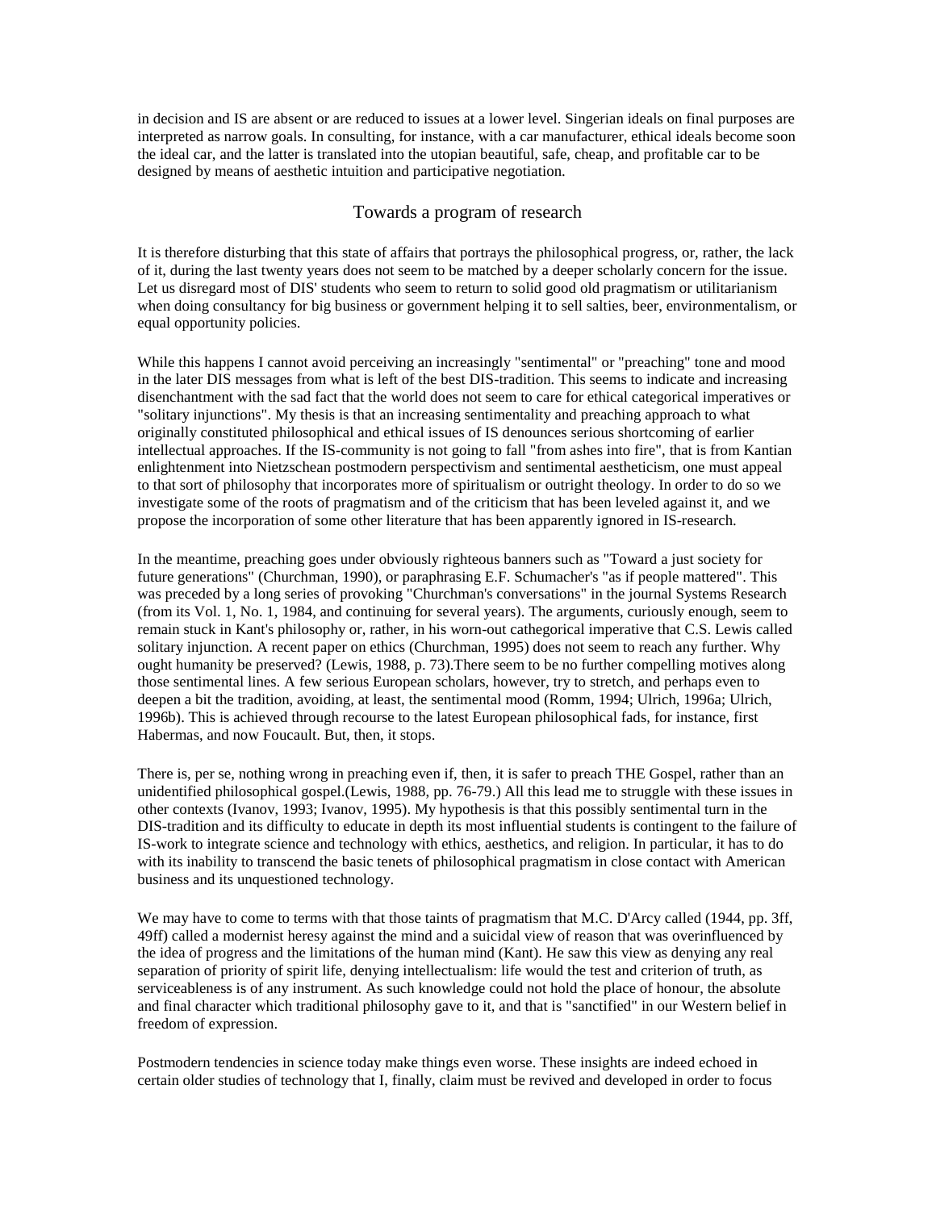in decision and IS are absent or are reduced to issues at a lower level. Singerian ideals on final purposes are interpreted as narrow goals. In consulting, for instance, with a car manufacturer, ethical ideals become soon the ideal car, and the latter is translated into the utopian beautiful, safe, cheap, and profitable car to be designed by means of aesthetic intuition and participative negotiation.

## Towards a program of research

It is therefore disturbing that this state of affairs that portrays the philosophical progress, or, rather, the lack of it, during the last twenty years does not seem to be matched by a deeper scholarly concern for the issue. Let us disregard most of DIS' students who seem to return to solid good old pragmatism or utilitarianism when doing consultancy for big business or government helping it to sell salties, beer, environmentalism, or equal opportunity policies.

While this happens I cannot avoid perceiving an increasingly "sentimental" or "preaching" tone and mood in the later DIS messages from what is left of the best DIS-tradition. This seems to indicate and increasing disenchantment with the sad fact that the world does not seem to care for ethical categorical imperatives or "solitary injunctions". My thesis is that an increasing sentimentality and preaching approach to what originally constituted philosophical and ethical issues of IS denounces serious shortcoming of earlier intellectual approaches. If the IS-community is not going to fall "from ashes into fire", that is from Kantian enlightenment into Nietzschean postmodern perspectivism and sentimental aestheticism, one must appeal to that sort of philosophy that incorporates more of spiritualism or outright theology. In order to do so we investigate some of the roots of pragmatism and of the criticism that has been leveled against it, and we propose the incorporation of some other literature that has been apparently ignored in IS-research.

In the meantime, preaching goes under obviously righteous banners such as "Toward a just society for future generations" (Churchman, 1990), or paraphrasing E.F. Schumacher's "as if people mattered". This was preceded by a long series of provoking "Churchman's conversations" in the journal Systems Research (from its Vol. 1, No. 1, 1984, and continuing for several years). The arguments, curiously enough, seem to remain stuck in Kant's philosophy or, rather, in his worn-out cathegorical imperative that C.S. Lewis called solitary injunction. A recent paper on ethics (Churchman, 1995) does not seem to reach any further. Why ought humanity be preserved? (Lewis, 1988, p. 73).There seem to be no further compelling motives along those sentimental lines. A few serious European scholars, however, try to stretch, and perhaps even to deepen a bit the tradition, avoiding, at least, the sentimental mood (Romm, 1994; Ulrich, 1996a; Ulrich, 1996b). This is achieved through recourse to the latest European philosophical fads, for instance, first Habermas, and now Foucault. But, then, it stops.

There is, per se, nothing wrong in preaching even if, then, it is safer to preach THE Gospel, rather than an unidentified philosophical gospel.(Lewis, 1988, pp. 76-79.) All this lead me to struggle with these issues in other contexts (Ivanov, 1993; Ivanov, 1995). My hypothesis is that this possibly sentimental turn in the DIS-tradition and its difficulty to educate in depth its most influential students is contingent to the failure of IS-work to integrate science and technology with ethics, aesthetics, and religion. In particular, it has to do with its inability to transcend the basic tenets of philosophical pragmatism in close contact with American business and its unquestioned technology.

We may have to come to terms with that those taints of pragmatism that M.C. D'Arcy called (1944, pp. 3ff, 49ff) called a modernist heresy against the mind and a suicidal view of reason that was overinfluenced by the idea of progress and the limitations of the human mind (Kant). He saw this view as denying any real separation of priority of spirit life, denying intellectualism: life would the test and criterion of truth, as serviceableness is of any instrument. As such knowledge could not hold the place of honour, the absolute and final character which traditional philosophy gave to it, and that is "sanctified" in our Western belief in freedom of expression.

Postmodern tendencies in science today make things even worse. These insights are indeed echoed in certain older studies of technology that I, finally, claim must be revived and developed in order to focus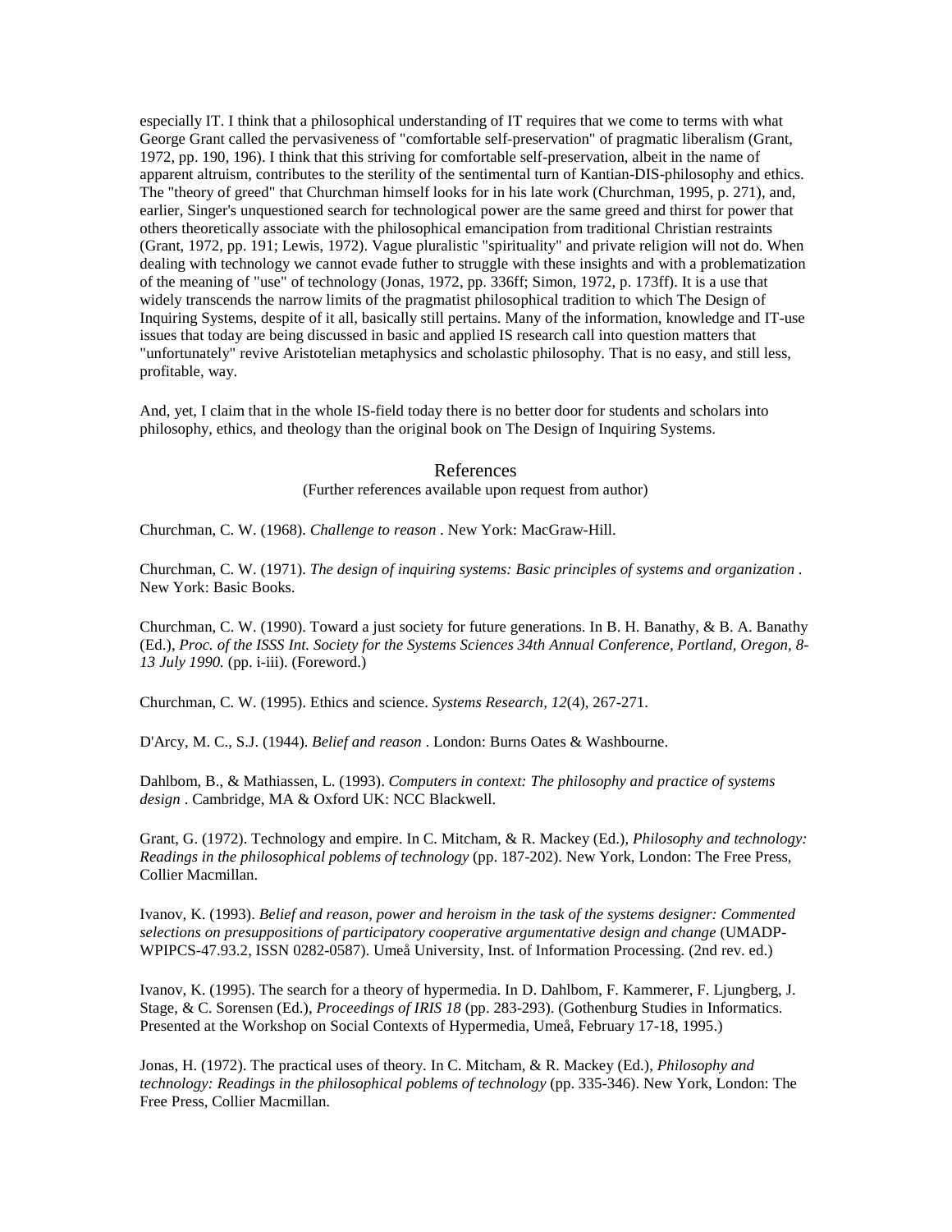especially IT. I think that a philosophical understanding of IT requires that we come to terms with what George Grant called the pervasiveness of "comfortable self-preservation" of pragmatic liberalism (Grant, 1972, pp. 190, 196). I think that this striving for comfortable self-preservation, albeit in the name of apparent altruism, contributes to the sterility of the sentimental turn of Kantian-DIS-philosophy and ethics. The "theory of greed" that Churchman himself looks for in his late work (Churchman, 1995, p. 271), and, earlier, Singer's unquestioned search for technological power are the same greed and thirst for power that others theoretically associate with the philosophical emancipation from traditional Christian restraints (Grant, 1972, pp. 191; Lewis, 1972). Vague pluralistic "spirituality" and private religion will not do. When dealing with technology we cannot evade futher to struggle with these insights and with a problematization of the meaning of "use" of technology (Jonas, 1972, pp. 336ff; Simon, 1972, p. 173ff). It is a use that widely transcends the narrow limits of the pragmatist philosophical tradition to which The Design of Inquiring Systems, despite of it all, basically still pertains. Many of the information, knowledge and IT-use issues that today are being discussed in basic and applied IS research call into question matters that "unfortunately" revive Aristotelian metaphysics and scholastic philosophy. That is no easy, and still less, profitable, way.

And, yet, I claim that in the whole IS-field today there is no better door for students and scholars into philosophy, ethics, and theology than the original book on The Design of Inquiring Systems.

## References

(Further references available upon request from author)

Churchman, C. W. (1968). *Challenge to reason* . New York: MacGraw-Hill.

Churchman, C. W. (1971). *The design of inquiring systems: Basic principles of systems and organization* . New York: Basic Books.

Churchman, C. W. (1990). Toward a just society for future generations. In B. H. Banathy, & B. A. Banathy (Ed.), *Proc. of the ISSS Int. Society for the Systems Sciences 34th Annual Conference, Portland, Oregon, 8-13 July 1990.* (pp. i-iii). (Foreword.)

Churchman, C. W. (1995). Ethics and science. *Systems Research, 12*(4), 267-271.

D'Arcy, M. C., S.J. (1944). *Belief and reason* . London: Burns Oates & Washbourne.

Dahlbom, B., & Mathiassen, L. (1993). *Computers in context: The philosophy and practice of systems design* . Cambridge, MA & Oxford UK: NCC Blackwell.

Grant, G. (1972). Technology and empire. In C. Mitcham, & R. Mackey (Ed.), *Philosophy and technology: Readings in the philosophical poblems of technology* (pp. 187-202). New York, London: The Free Press, Collier Macmillan.

Ivanov, K. (1993). *Belief and reason, power and heroism in the task of the systems designer: Commented selections on presuppositions of participatory cooperative argumentative design and change* (UMADP-WPIPCS-47.93.2, ISSN 0282-0587). Umeå University, Inst. of Information Processing. (2nd rev. ed.)

Ivanov, K. (1995). The search for a theory of hypermedia. In D. Dahlbom, F. Kammerer, F. Ljungberg, J. Stage, & C. Sorensen (Ed.), *Proceedings of IRIS 18* (pp. 283-293). (Gothenburg Studies in Informatics. Presented at the Workshop on Social Contexts of Hypermedia, Umeå, February 17-18, 1995.)

Jonas, H. (1972). The practical uses of theory. In C. Mitcham, & R. Mackey (Ed.), *Philosophy and technology: Readings in the philosophical poblems of technology* (pp. 335-346). New York, London: The Free Press, Collier Macmillan.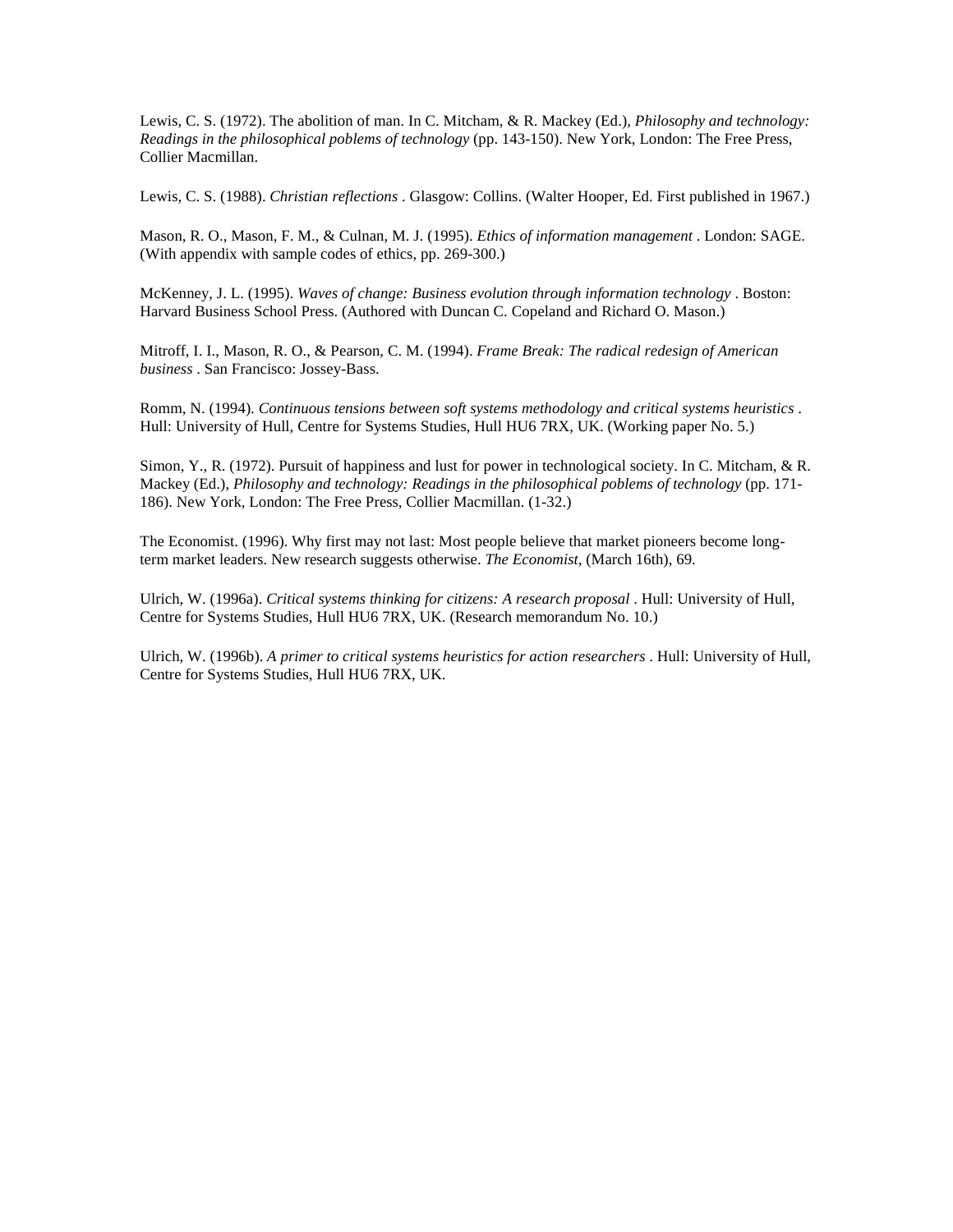Lewis, C. S. (1972). The abolition of man. In C. Mitcham, & R. Mackey (Ed.), *Philosophy and technology: Readings in the philosophical poblems of technology* (pp. 143-150). New York, London: The Free Press, Collier Macmillan.

Lewis, C. S. (1988). *Christian reflections* . Glasgow: Collins. (Walter Hooper, Ed. First published in 1967.)

Mason, R. O., Mason, F. M., & Culnan, M. J. (1995). *Ethics of information management* . London: SAGE. (With appendix with sample codes of ethics, pp. 269-300.)

McKenney, J. L. (1995). *Waves of change: Business evolution through information technology* . Boston: Harvard Business School Press. (Authored with Duncan C. Copeland and Richard O. Mason.)

Mitroff, I. I., Mason, R. O., & Pearson, C. M. (1994). *Frame Break: The radical redesign of American business* . San Francisco: Jossey-Bass.

Romm, N. (1994). *Continuous tensions between soft systems methodology and critical systems heuristics* . Hull: University of Hull, Centre for Systems Studies, Hull HU6 7RX, UK. (Working paper No. 5.)

Simon, Y., R. (1972). Pursuit of happiness and lust for power in technological society. In C. Mitcham, & R. Mackey (Ed.), *Philosophy and technology: Readings in the philosophical poblems of technology* (pp. 171-186). New York, London: The Free Press, Collier Macmillan. (1-32.)

The Economist. (1996). Why first may not last: Most people believe that market pioneers become long-term market leaders. New research suggests otherwise. *The Economist,* (March 16th), 69.

Ulrich, W. (1996a). *Critical systems thinking for citizens: A research proposal* . Hull: University of Hull, Centre for Systems Studies, Hull HU6 7RX, UK. (Research memorandum No. 10.)

Ulrich, W. (1996b). *A primer to critical systems heuristics for action researchers* . Hull: University of Hull, Centre for Systems Studies, Hull HU6 7RX, UK.